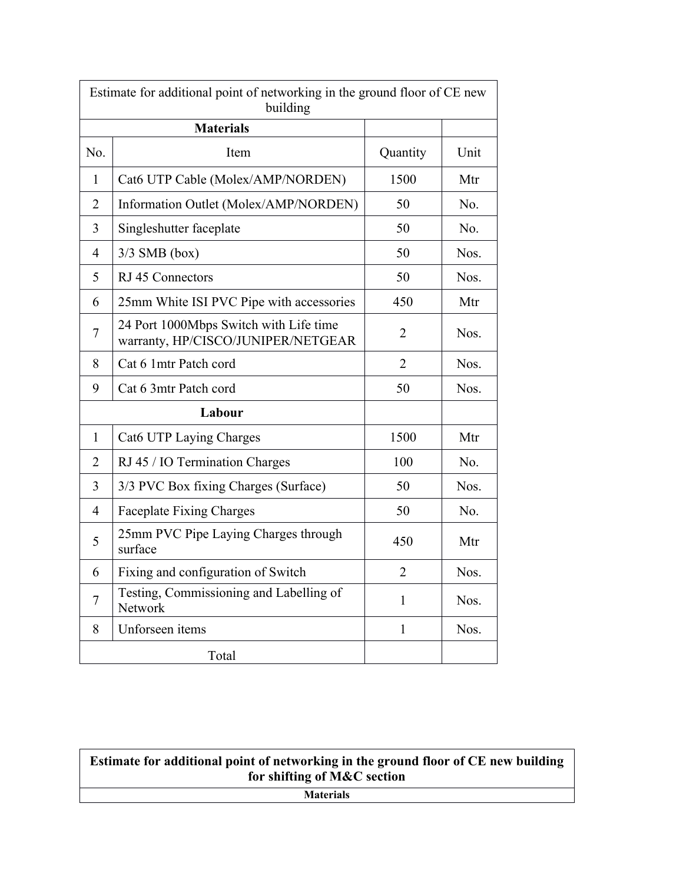| Estimate for additional point of networking in the ground floor of CE new building | | | |
|---|---|---|---|
| **Materials** | | | |
| No. | Item | Quantity | Unit |
| 1 | Cat6 UTP Cable (Molex/AMP/NORDEN) | 1500 | Mtr |
| 2 | Information Outlet (Molex/AMP/NORDEN) | 50 | No. |
| 3 | Singleshutter faceplate | 50 | No. |
| 4 | 3/3 SMB (box) | 50 | Nos. |
| 5 | RJ 45 Connectors | 50 | Nos. |
| 6 | 25mm White ISI PVC Pipe with accessories | 450 | Mtr |
| 7 | 24 Port 1000Mbps Switch with Life time warranty, HP/CISCO/JUNIPER/NETGEAR | 2 | Nos. |
| 8 | Cat 6 1mtr Patch cord | 2 | Nos. |
| 9 | Cat 6 3mtr Patch cord | 50 | Nos. |
| **Labour** | | | |
| 1 | Cat6 UTP Laying Charges | 1500 | Mtr |
| 2 | RJ 45 / IO Termination Charges | 100 | No. |
| 3 | 3/3 PVC Box fixing Charges (Surface) | 50 | Nos. |
| 4 | Faceplate Fixing Charges | 50 | No. |
| 5 | 25mm PVC Pipe Laying Charges through surface | 450 | Mtr |
| 6 | Fixing and configuration of Switch | 2 | Nos. |
| 7 | Testing, Commissioning and Labelling of Network | 1 | Nos. |
| 8 | Unforseen items | 1 | Nos. |
| Total | | | |

| **Estimate for additional point of networking in the ground floor of CE new building for shifting of M&C section** |
|---|
| **Materials** |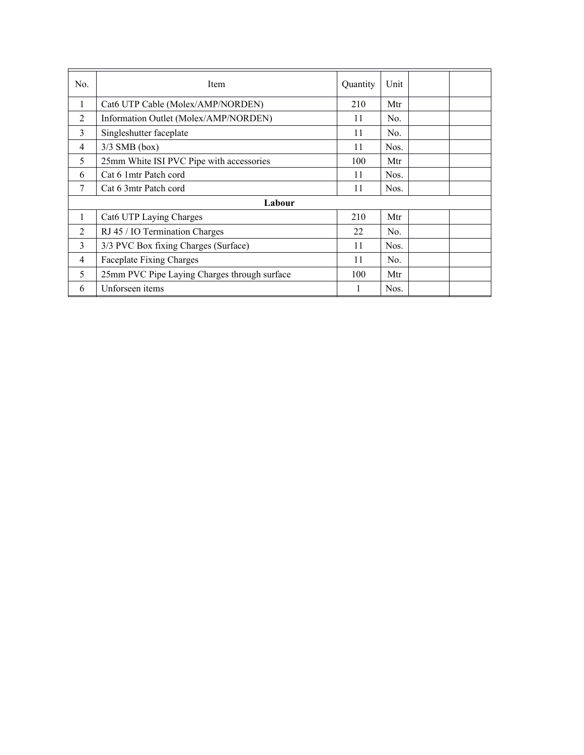| No. | Item | Quantity | Unit | | |
|---|---|---|---|---|---|
| 1 | Cat6 UTP Cable (Molex/AMP/NORDEN) | 210 | Mtr | | |
| 2 | Information Outlet (Molex/AMP/NORDEN) | 11 | No. | | |
| 3 | Singleshutter faceplate | 11 | No. | | |
| 4 | 3/3 SMB (box) | 11 | Nos. | | |
| 5 | 25mm White ISI PVC Pipe with accessories | 100 | Mtr | | |
| 6 | Cat 6 1mtr Patch cord | 11 | Nos. | | |
| 7 | Cat 6 3mtr Patch cord | 11 | Nos. | | |
| | **Labour** | | | | |
| 1 | Cat6 UTP Laying Charges | 210 | Mtr | | |
| 2 | RJ 45 / IO Termination Charges | 22 | No. | | |
| 3 | 3/3 PVC Box fixing Charges (Surface) | 11 | Nos. | | |
| 4 | Faceplate Fixing Charges | 11 | No. | | |
| 5 | 25mm PVC Pipe Laying Charges through surface | 100 | Mtr | | |
| 6 | Unforseen items | 1 | Nos. | | |